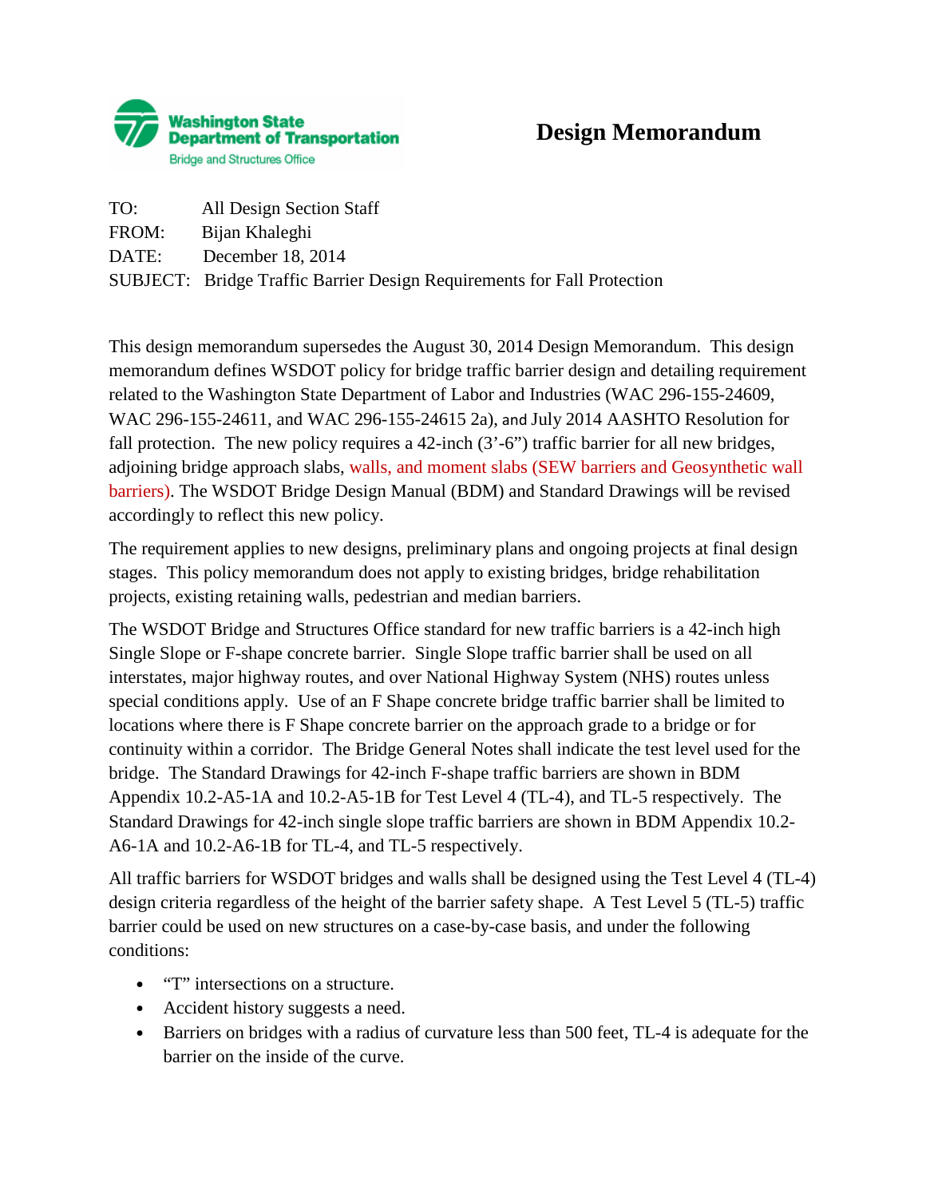Washington State Department of Transportation
Bridge and Structures Office

# Design Memorandum

TO: All Design Section Staff
FROM: Bijan Khaleghi
DATE: December 18, 2014
SUBJECT: Bridge Traffic Barrier Design Requirements for Fall Protection

This design memorandum supersedes the August 30, 2014 Design Memorandum. This design memorandum defines WSDOT policy for bridge traffic barrier design and detailing requirement related to the Washington State Department of Labor and Industries (WAC 296-155-24609, WAC 296-155-24611, and WAC 296-155-24615 2a), and July 2014 AASHTO Resolution for fall protection. The new policy requires a 42-inch (3'-6") traffic barrier for all new bridges, adjoining bridge approach slabs, walls, and moment slabs (SEW barriers and Geosynthetic wall barriers). The WSDOT Bridge Design Manual (BDM) and Standard Drawings will be revised accordingly to reflect this new policy.

The requirement applies to new designs, preliminary plans and ongoing projects at final design stages. This policy memorandum does not apply to existing bridges, bridge rehabilitation projects, existing retaining walls, pedestrian and median barriers.

The WSDOT Bridge and Structures Office standard for new traffic barriers is a 42-inch high Single Slope or F-shape concrete barrier. Single Slope traffic barrier shall be used on all interstates, major highway routes, and over National Highway System (NHS) routes unless special conditions apply. Use of an F Shape concrete bridge traffic barrier shall be limited to locations where there is F Shape concrete barrier on the approach grade to a bridge or for continuity within a corridor. The Bridge General Notes shall indicate the test level used for the bridge. The Standard Drawings for 42-inch F-shape traffic barriers are shown in BDM Appendix 10.2-A5-1A and 10.2-A5-1B for Test Level 4 (TL-4), and TL-5 respectively. The Standard Drawings for 42-inch single slope traffic barriers are shown in BDM Appendix 10.2-A6-1A and 10.2-A6-1B for TL-4, and TL-5 respectively.

All traffic barriers for WSDOT bridges and walls shall be designed using the Test Level 4 (TL-4) design criteria regardless of the height of the barrier safety shape. A Test Level 5 (TL-5) traffic barrier could be used on new structures on a case-by-case basis, and under the following conditions:

- "T" intersections on a structure.
- Accident history suggests a need.
- Barriers on bridges with a radius of curvature less than 500 feet, TL-4 is adequate for the barrier on the inside of the curve.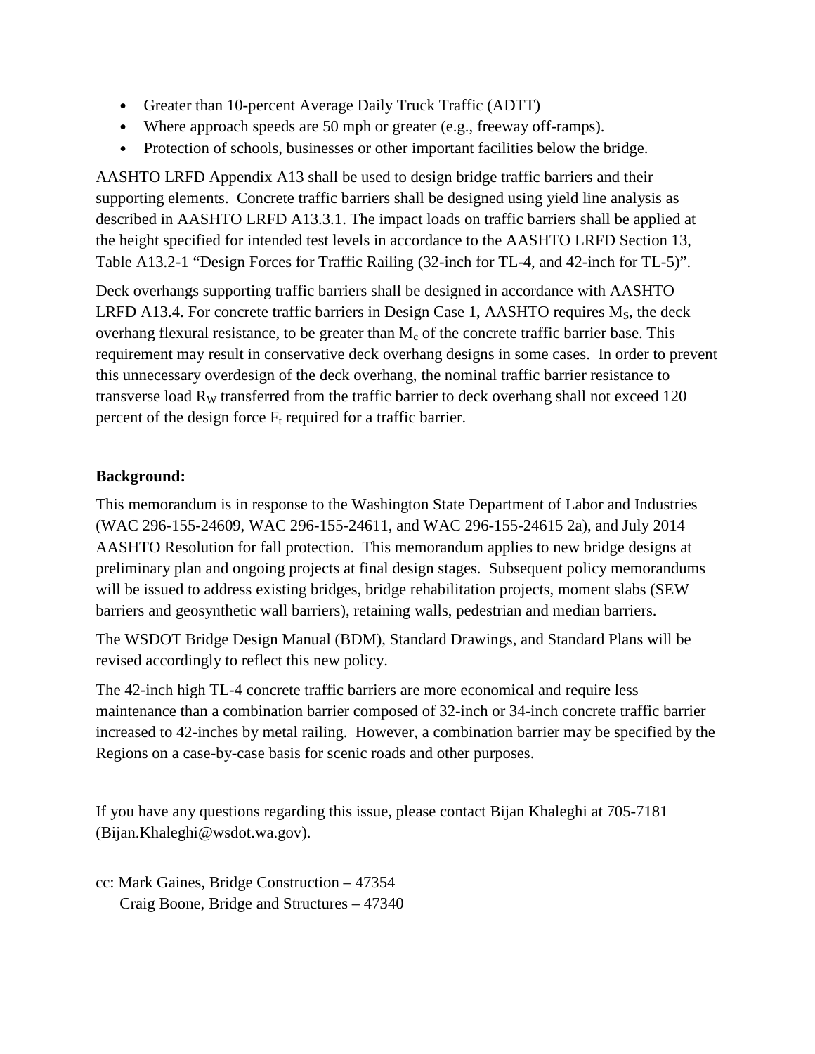- Greater than 10-percent Average Daily Truck Traffic (ADTT)
- Where approach speeds are 50 mph or greater (e.g., freeway off-ramps).
- Protection of schools, businesses or other important facilities below the bridge.

AASHTO LRFD Appendix A13 shall be used to design bridge traffic barriers and their supporting elements. Concrete traffic barriers shall be designed using yield line analysis as described in AASHTO LRFD A13.3.1. The impact loads on traffic barriers shall be applied at the height specified for intended test levels in accordance to the AASHTO LRFD Section 13, Table A13.2-1 "Design Forces for Traffic Railing (32-inch for TL-4, and 42-inch for TL-5)".

Deck overhangs supporting traffic barriers shall be designed in accordance with AASHTO LRFD A13.4. For concrete traffic barriers in Design Case 1, AASHTO requires $M_S$, the deck overhang flexural resistance, to be greater than $M_c$ of the concrete traffic barrier base. This requirement may result in conservative deck overhang designs in some cases. In order to prevent this unnecessary overdesign of the deck overhang, the nominal traffic barrier resistance to transverse load $R_W$ transferred from the traffic barrier to deck overhang shall not exceed 120 percent of the design force $F_t$ required for a traffic barrier.

**Background:**

This memorandum is in response to the Washington State Department of Labor and Industries (WAC 296-155-24609, WAC 296-155-24611, and WAC 296-155-24615 2a), and July 2014 AASHTO Resolution for fall protection. This memorandum applies to new bridge designs at preliminary plan and ongoing projects at final design stages. Subsequent policy memorandums will be issued to address existing bridges, bridge rehabilitation projects, moment slabs (SEW barriers and geosynthetic wall barriers), retaining walls, pedestrian and median barriers.

The WSDOT Bridge Design Manual (BDM), Standard Drawings, and Standard Plans will be revised accordingly to reflect this new policy.

The 42-inch high TL-4 concrete traffic barriers are more economical and require less maintenance than a combination barrier composed of 32-inch or 34-inch concrete traffic barrier increased to 42-inches by metal railing. However, a combination barrier may be specified by the Regions on a case-by-case basis for scenic roads and other purposes.

If you have any questions regarding this issue, please contact Bijan Khaleghi at 705-7181 (Bijan.Khaleghi@wsdot.wa.gov).

cc: Mark Gaines, Bridge Construction – 47354
Craig Boone, Bridge and Structures – 47340